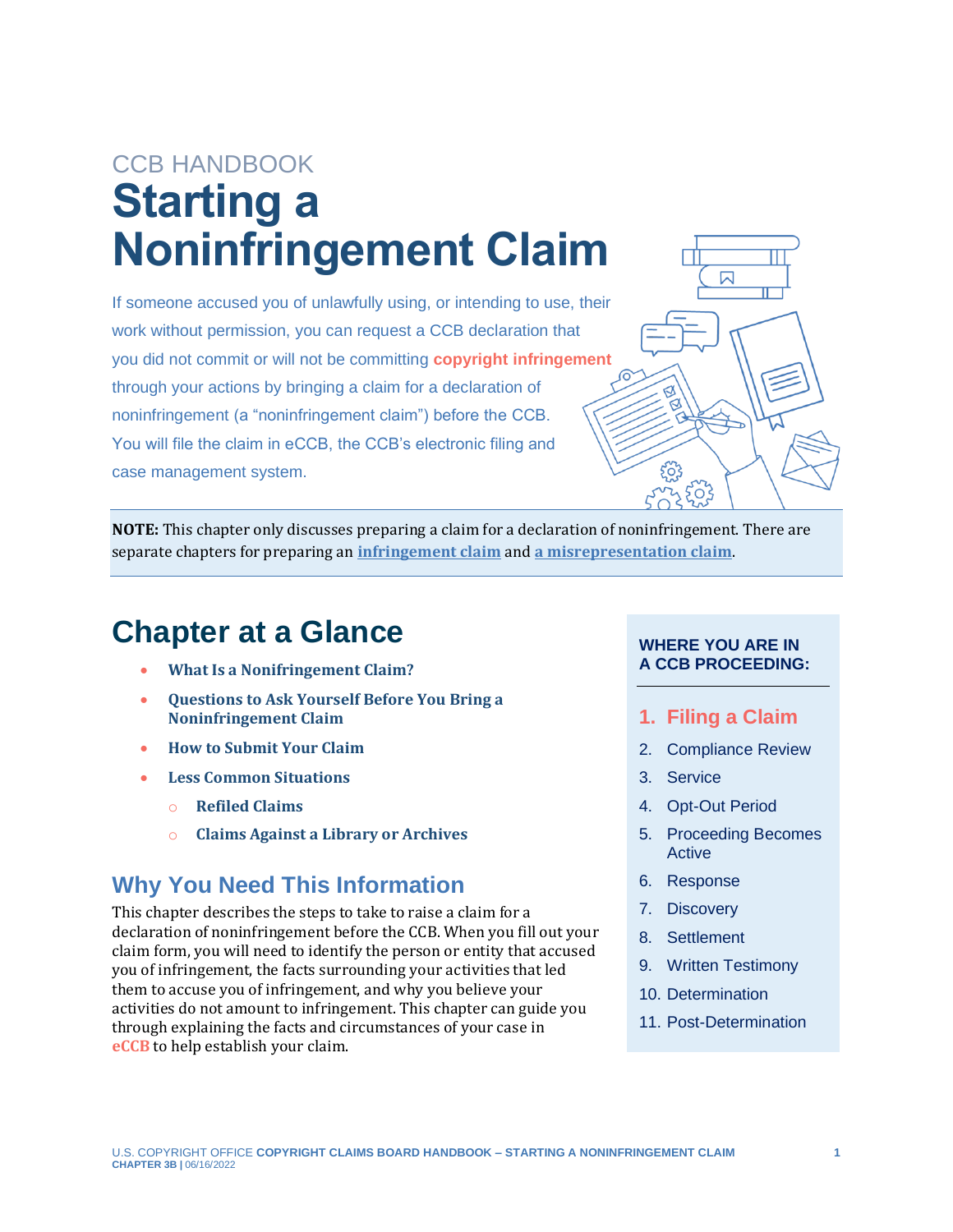CCB HANDBOOK

# Starting a Noninfringement Claim

If someone accused you of unlawfully using, or intending to use, their work without permission, you can request a CCB declaration that you did not commit or will not be committing **copyright infringement** through your actions by bringing a claim for a declaration of noninfringement (a "noninfringement claim") before the CCB. You will file the claim in eCCB, the CCB's electronic filing and case management system.

**NOTE:** This chapter only discusses preparing a claim for a declaration of noninfringement. There are separate chapters for preparing an **infringement claim** and **a misrepresentation claim**.

## Chapter at a Glance

- **What Is a Noninfringement Claim?**
- **Questions to Ask Yourself Before You Bring a Noninfringement Claim**
- **How to Submit Your Claim**
- **Less Common Situations**
  - **Refiled Claims**
  - **Claims Against a Library or Archives**

## Why You Need This Information

This chapter describes the steps to take to raise a claim for a declaration of noninfringement before the CCB. When you fill out your claim form, you will need to identify the person or entity that accused you of infringement, the facts surrounding your activities that led them to accuse you of infringement, and why you believe your activities do not amount to infringement. This chapter can guide you through explaining the facts and circumstances of your case in **eCCB** to help establish your claim.

**WHERE YOU ARE IN A CCB PROCEEDING:**

1. **Filing a Claim**
2. Compliance Review
3. Service
4. Opt-Out Period
5. Proceeding Becomes Active
6. Response
7. Discovery
8. Settlement
9. Written Testimony
10. Determination
11. Post-Determination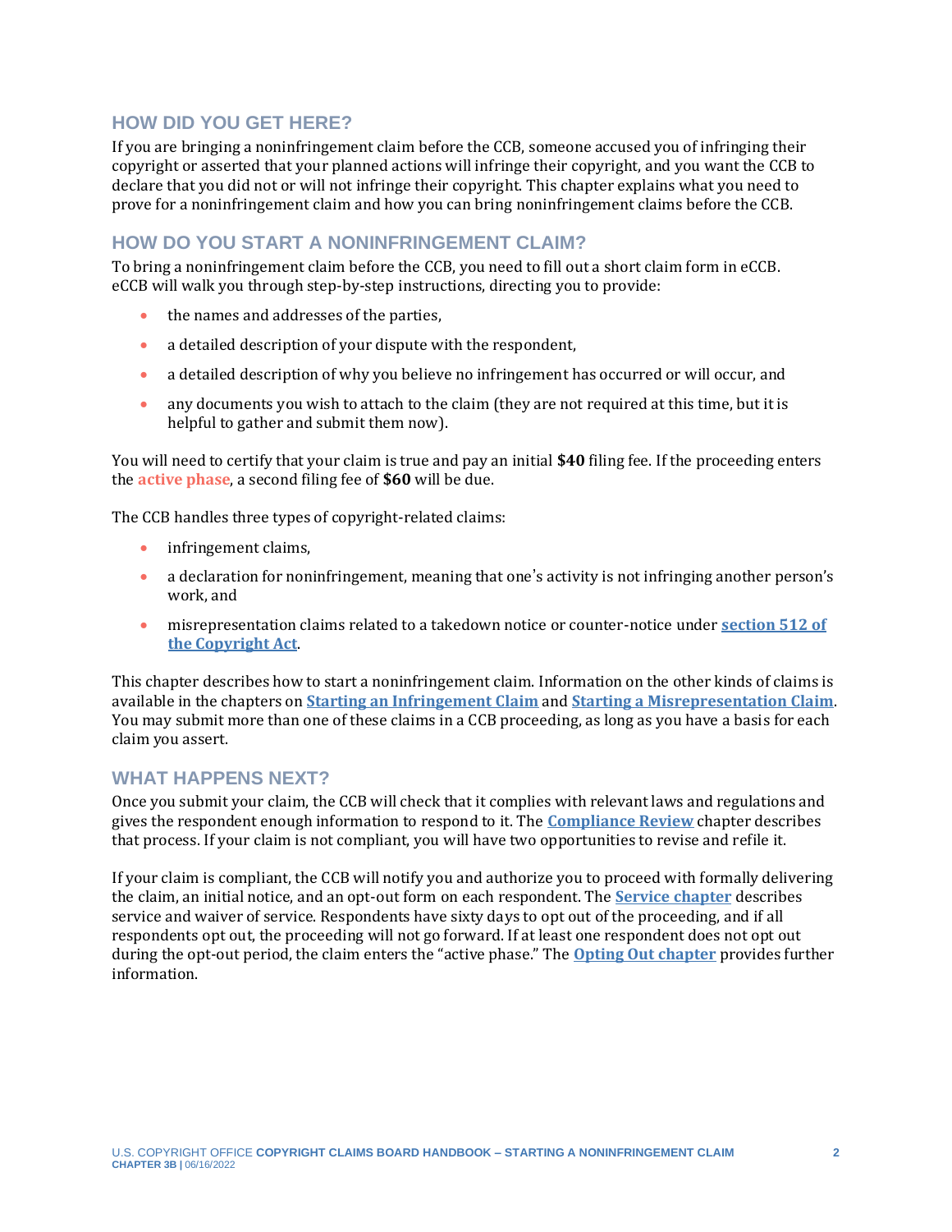## HOW DID YOU GET HERE?

If you are bringing a noninfringement claim before the CCB, someone accused you of infringing their copyright or asserted that your planned actions will infringe their copyright, and you want the CCB to declare that you did not or will not infringe their copyright. This chapter explains what you need to prove for a noninfringement claim and how you can bring noninfringement claims before the CCB.

## HOW DO YOU START A NONINFRINGEMENT CLAIM?

To bring a noninfringement claim before the CCB, you need to fill out a short claim form in eCCB. eCCB will walk you through step-by-step instructions, directing you to provide:

- the names and addresses of the parties,
- a detailed description of your dispute with the respondent,
- a detailed description of why you believe no infringement has occurred or will occur, and
- any documents you wish to attach to the claim (they are not required at this time, but it is helpful to gather and submit them now).

You will need to certify that your claim is true and pay an initial **$40** filing fee. If the proceeding enters the **active phase**, a second filing fee of **$60** will be due.

The CCB handles three types of copyright-related claims:

- infringement claims,
- a declaration for noninfringement, meaning that one's activity is not infringing another person's work, and
- misrepresentation claims related to a takedown notice or counter-notice under **section 512 of the Copyright Act**.

This chapter describes how to start a noninfringement claim. Information on the other kinds of claims is available in the chapters on **Starting an Infringement Claim** and **Starting a Misrepresentation Claim**. You may submit more than one of these claims in a CCB proceeding, as long as you have a basis for each claim you assert.

## WHAT HAPPENS NEXT?

Once you submit your claim, the CCB will check that it complies with relevant laws and regulations and gives the respondent enough information to respond to it. The **Compliance Review** chapter describes that process. If your claim is not compliant, you will have two opportunities to revise and refile it.

If your claim is compliant, the CCB will notify you and authorize you to proceed with formally delivering the claim, an initial notice, and an opt-out form on each respondent. The **Service chapter** describes service and waiver of service. Respondents have sixty days to opt out of the proceeding, and if all respondents opt out, the proceeding will not go forward. If at least one respondent does not opt out during the opt-out period, the claim enters the "active phase." The **Opting Out chapter** provides further information.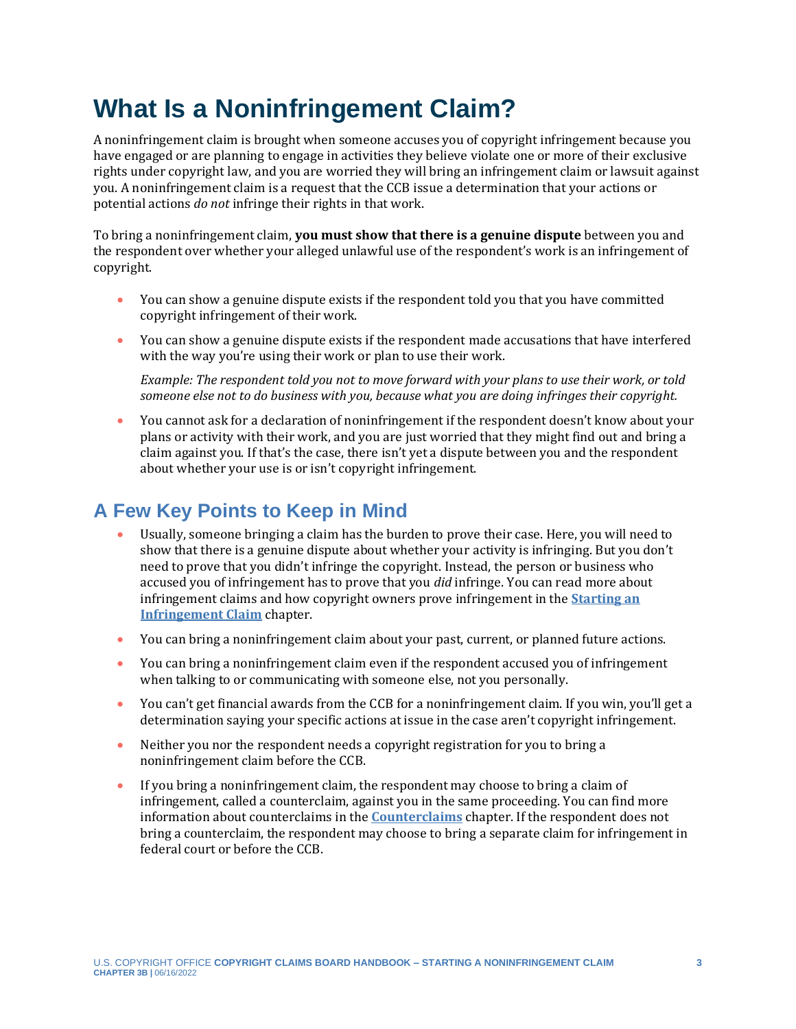# What Is a Noninfringement Claim?

A noninfringement claim is brought when someone accuses you of copyright infringement because you have engaged or are planning to engage in activities they believe violate one or more of their exclusive rights under copyright law, and you are worried they will bring an infringement claim or lawsuit against you. A noninfringement claim is a request that the CCB issue a determination that your actions or potential actions *do not* infringe their rights in that work.

To bring a noninfringement claim, **you must show that there is a genuine dispute** between you and the respondent over whether your alleged unlawful use of the respondent's work is an infringement of copyright.

- You can show a genuine dispute exists if the respondent told you that you have committed copyright infringement of their work.
- You can show a genuine dispute exists if the respondent made accusations that have interfered with the way you're using their work or plan to use their work.

  *Example: The respondent told you not to move forward with your plans to use their work, or told someone else not to do business with you, because what you are doing infringes their copyright.*
- You cannot ask for a declaration of noninfringement if the respondent doesn't know about your plans or activity with their work, and you are just worried that they might find out and bring a claim against you. If that's the case, there isn't yet a dispute between you and the respondent about whether your use is or isn't copyright infringement.

## A Few Key Points to Keep in Mind

- Usually, someone bringing a claim has the burden to prove their case. Here, you will need to show that there is a genuine dispute about whether your activity is infringing. But you don't need to prove that you didn't infringe the copyright. Instead, the person or business who accused you of infringement has to prove that you *did* infringe. You can read more about infringement claims and how copyright owners prove infringement in the **Starting an Infringement Claim** chapter.
- You can bring a noninfringement claim about your past, current, or planned future actions.
- You can bring a noninfringement claim even if the respondent accused you of infringement when talking to or communicating with someone else, not you personally.
- You can't get financial awards from the CCB for a noninfringement claim. If you win, you'll get a determination saying your specific actions at issue in the case aren't copyright infringement.
- Neither you nor the respondent needs a copyright registration for you to bring a noninfringement claim before the CCB.
- If you bring a noninfringement claim, the respondent may choose to bring a claim of infringement, called a counterclaim, against you in the same proceeding. You can find more information about counterclaims in the **Counterclaims** chapter. If the respondent does not bring a counterclaim, the respondent may choose to bring a separate claim for infringement in federal court or before the CCB.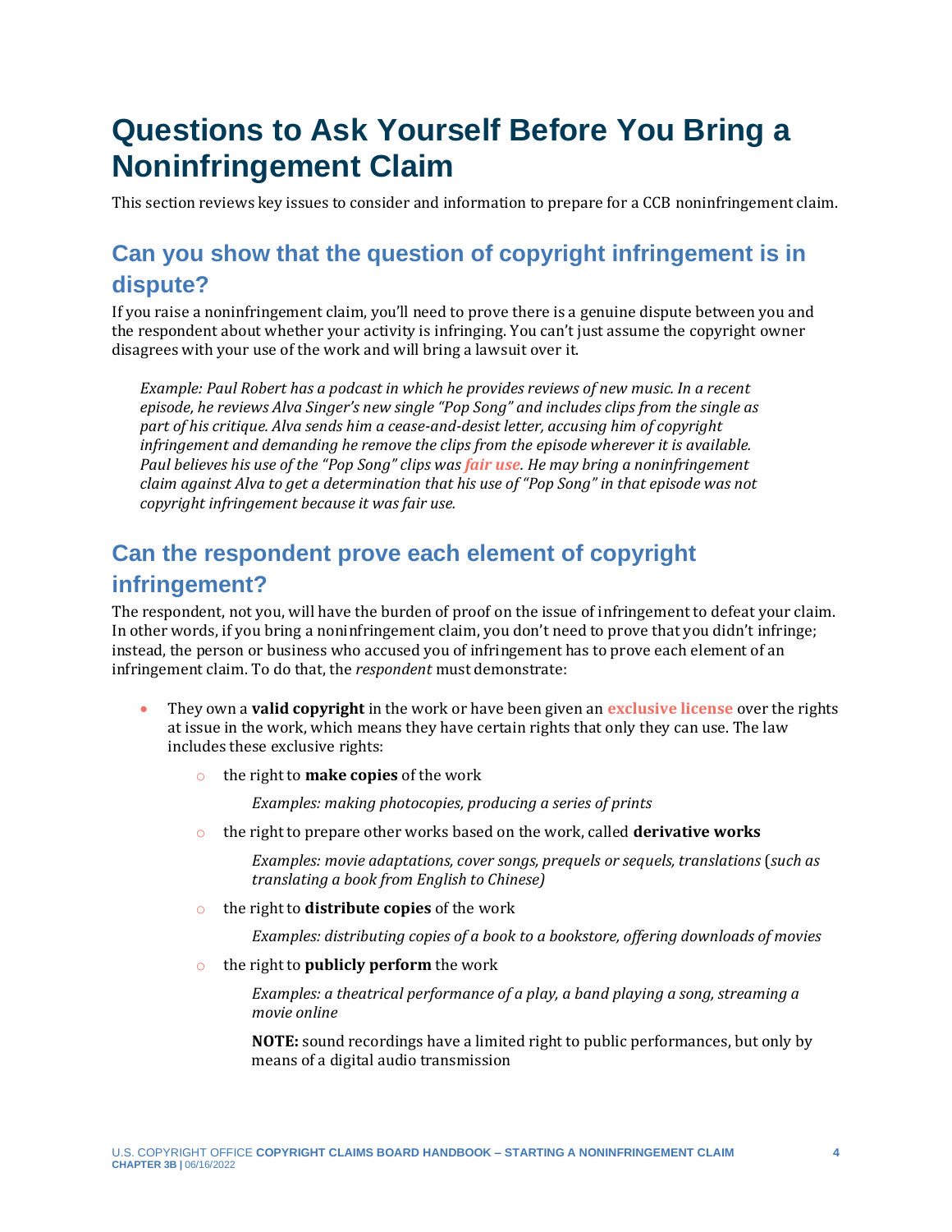# Questions to Ask Yourself Before You Bring a Noninfringement Claim

This section reviews key issues to consider and information to prepare for a CCB noninfringement claim.

## Can you show that the question of copyright infringement is in dispute?

If you raise a noninfringement claim, you'll need to prove there is a genuine dispute between you and the respondent about whether your activity is infringing. You can't just assume the copyright owner disagrees with your use of the work and will bring a lawsuit over it.

> *Example: Paul Robert has a podcast in which he provides reviews of new music. In a recent episode, he reviews Alva Singer's new single "Pop Song" and includes clips from the single as part of his critique. Alva sends him a cease-and-desist letter, accusing him of copyright infringement and demanding he remove the clips from the episode wherever it is available. Paul believes his use of the "Pop Song" clips was **fair use**. He may bring a noninfringement claim against Alva to get a determination that his use of "Pop Song" in that episode was not copyright infringement because it was fair use.*

## Can the respondent prove each element of copyright infringement?

The respondent, not you, will have the burden of proof on the issue of infringement to defeat your claim. In other words, if you bring a noninfringement claim, you don't need to prove that you didn't infringe; instead, the person or business who accused you of infringement has to prove each element of an infringement claim. To do that, the *respondent* must demonstrate:

- They own a **valid copyright** in the work or have been given an **exclusive license** over the rights at issue in the work, which means they have certain rights that only they can use. The law includes these exclusive rights:
    - the right to **make copies** of the work

      *Examples: making photocopies, producing a series of prints*

    - the right to prepare other works based on the work, called **derivative works**

      *Examples: movie adaptations, cover songs, prequels or sequels, translations (such as translating a book from English to Chinese)*

    - the right to **distribute copies** of the work

      *Examples: distributing copies of a book to a bookstore, offering downloads of movies*

    - the right to **publicly perform** the work

      *Examples: a theatrical performance of a play, a band playing a song, streaming a movie online*

      **NOTE:** sound recordings have a limited right to public performances, but only by means of a digital audio transmission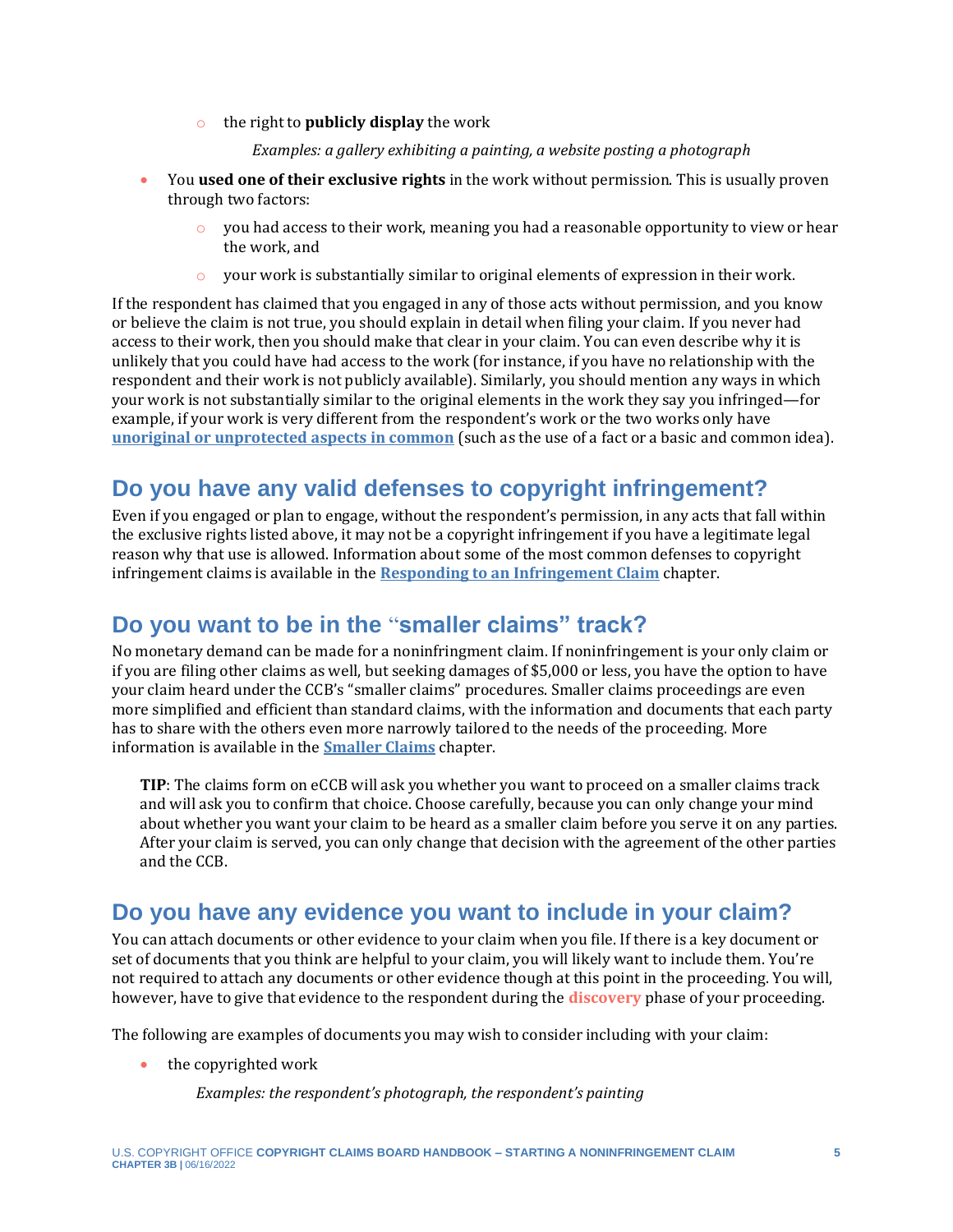- the right to **publicly display** the work

    *Examples: a gallery exhibiting a painting, a website posting a photograph*

- You **used one of their exclusive rights** in the work without permission. This is usually proven through two factors:
  - you had access to their work, meaning you had a reasonable opportunity to view or hear the work, and
  - your work is substantially similar to original elements of expression in their work.

If the respondent has claimed that you engaged in any of those acts without permission, and you know or believe the claim is not true, you should explain in detail when filing your claim. If you never had access to their work, then you should make that clear in your claim. You can even describe why it is unlikely that you could have had access to the work (for instance, if you have no relationship with the respondent and their work is not publicly available). Similarly, you should mention any ways in which your work is not substantially similar to the original elements in the work they say you infringed—for example, if your work is very different from the respondent's work or the two works only have **unoriginal or unprotected aspects in common** (such as the use of a fact or a basic and common idea).

## Do you have any valid defenses to copyright infringement?

Even if you engaged or plan to engage, without the respondent's permission, in any acts that fall within the exclusive rights listed above, it may not be a copyright infringement if you have a legitimate legal reason why that use is allowed. Information about some of the most common defenses to copyright infringement claims is available in the **Responding to an Infringement Claim** chapter.

## Do you want to be in the "smaller claims" track?

No monetary demand can be made for a noninfringment claim. If noninfringement is your only claim or if you are filing other claims as well, but seeking damages of $5,000 or less, you have the option to have your claim heard under the CCB's "smaller claims" procedures. Smaller claims proceedings are even more simplified and efficient than standard claims, with the information and documents that each party has to share with the others even more narrowly tailored to the needs of the proceeding. More information is available in the **Smaller Claims** chapter.

> **TIP**: The claims form on eCCB will ask you whether you want to proceed on a smaller claims track and will ask you to confirm that choice. Choose carefully, because you can only change your mind about whether you want your claim to be heard as a smaller claim before you serve it on any parties. After your claim is served, you can only change that decision with the agreement of the other parties and the CCB.

## Do you have any evidence you want to include in your claim?

You can attach documents or other evidence to your claim when you file. If there is a key document or set of documents that you think are helpful to your claim, you will likely want to include them. You're not required to attach any documents or other evidence though at this point in the proceeding. You will, however, have to give that evidence to the respondent during the **discovery** phase of your proceeding.

The following are examples of documents you may wish to consider including with your claim:

- the copyrighted work

  *Examples: the respondent's photograph, the respondent's painting*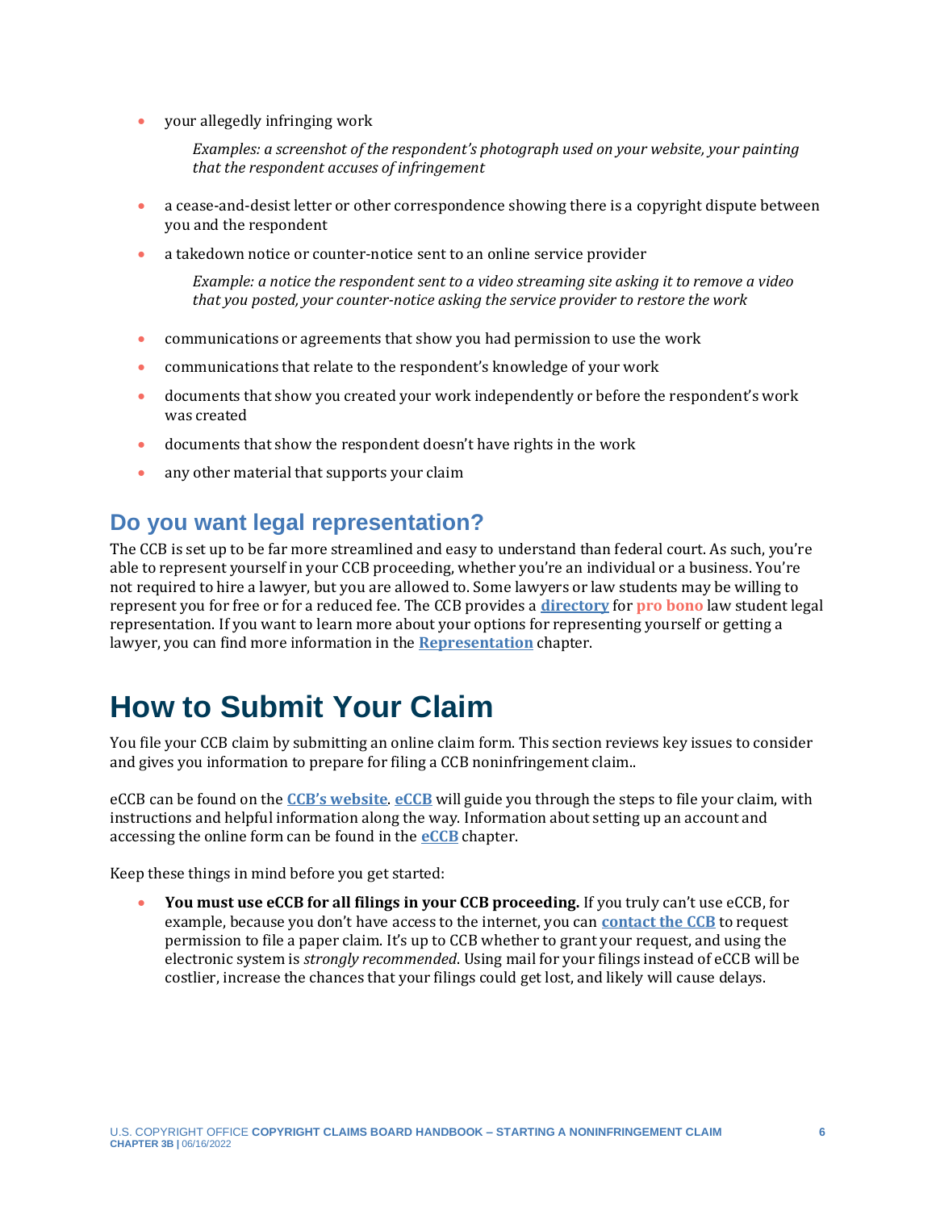- your allegedly infringing work

  *Examples: a screenshot of the respondent's photograph used on your website, your painting that the respondent accuses of infringement*

- a cease-and-desist letter or other correspondence showing there is a copyright dispute between you and the respondent
- a takedown notice or counter-notice sent to an online service provider

  *Example: a notice the respondent sent to a video streaming site asking it to remove a video that you posted, your counter-notice asking the service provider to restore the work*

- communications or agreements that show you had permission to use the work
- communications that relate to the respondent's knowledge of your work
- documents that show you created your work independently or before the respondent's work was created
- documents that show the respondent doesn't have rights in the work
- any other material that supports your claim

## Do you want legal representation?

The CCB is set up to be far more streamlined and easy to understand than federal court. As such, you're able to represent yourself in your CCB proceeding, whether you're an individual or a business. You're not required to hire a lawyer, but you are allowed to. Some lawyers or law students may be willing to represent you for free or for a reduced fee. The CCB provides a **directory** for **pro bono** law student legal representation. If you want to learn more about your options for representing yourself or getting a lawyer, you can find more information in the **Representation** chapter.

# How to Submit Your Claim

You file your CCB claim by submitting an online claim form. This section reviews key issues to consider and gives you information to prepare for filing a CCB noninfringement claim..

eCCB can be found on the **CCB's website**. **eCCB** will guide you through the steps to file your claim, with instructions and helpful information along the way. Information about setting up an account and accessing the online form can be found in the **eCCB** chapter.

Keep these things in mind before you get started:

- **You must use eCCB for all filings in your CCB proceeding.** If you truly can't use eCCB, for example, because you don't have access to the internet, you can **contact the CCB** to request permission to file a paper claim. It's up to CCB whether to grant your request, and using the electronic system is *strongly recommended*. Using mail for your filings instead of eCCB will be costlier, increase the chances that your filings could get lost, and likely will cause delays.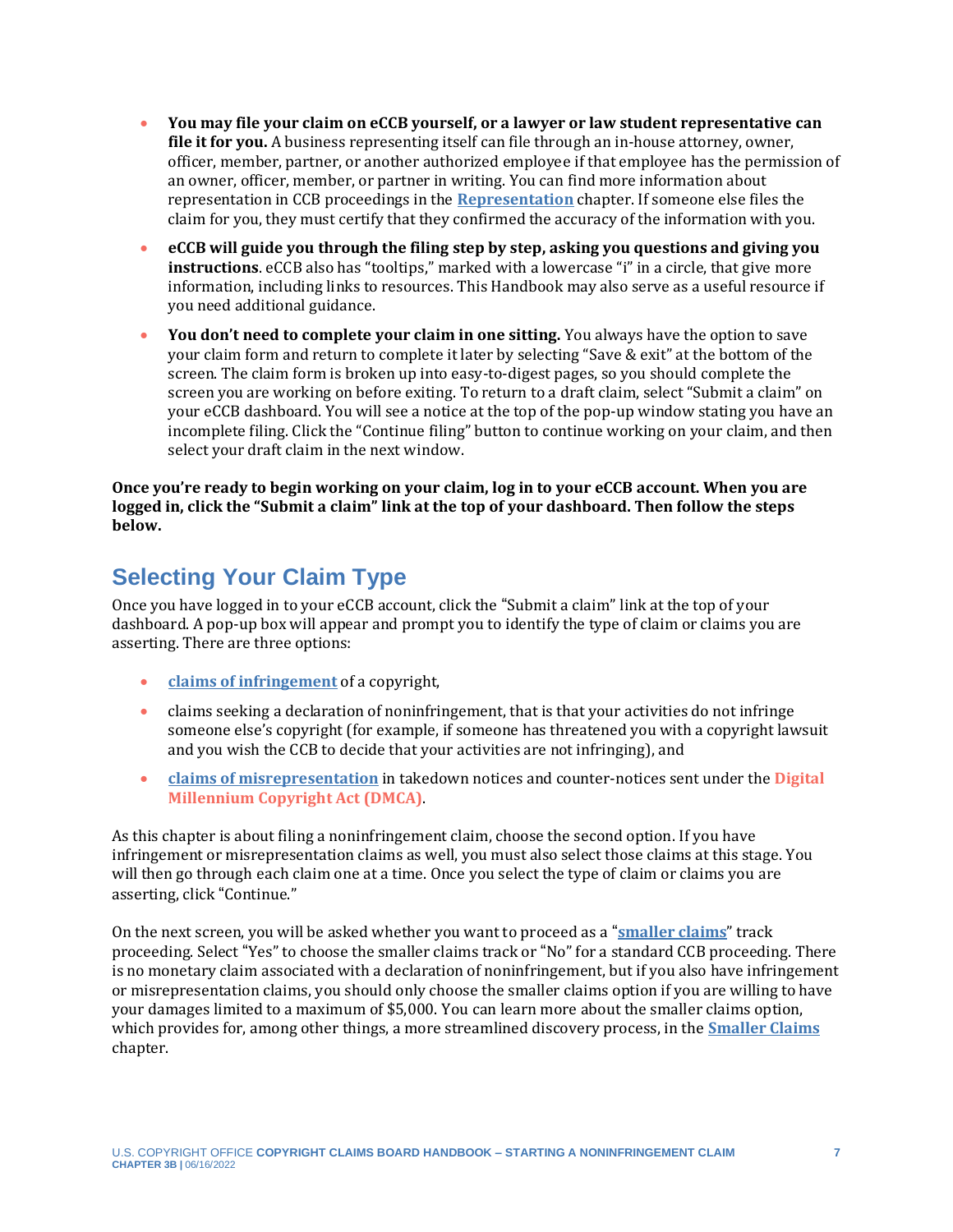- **You may file your claim on eCCB yourself, or a lawyer or law student representative can file it for you.** A business representing itself can file through an in-house attorney, owner, officer, member, partner, or another authorized employee if that employee has the permission of an owner, officer, member, or partner in writing. You can find more information about representation in CCB proceedings in the **Representation** chapter. If someone else files the claim for you, they must certify that they confirmed the accuracy of the information with you.
- **eCCB will guide you through the filing step by step, asking you questions and giving you instructions**. eCCB also has "tooltips," marked with a lowercase "i" in a circle, that give more information, including links to resources. This Handbook may also serve as a useful resource if you need additional guidance.
- **You don't need to complete your claim in one sitting.** You always have the option to save your claim form and return to complete it later by selecting "Save & exit" at the bottom of the screen. The claim form is broken up into easy-to-digest pages, so you should complete the screen you are working on before exiting. To return to a draft claim, select "Submit a claim" on your eCCB dashboard. You will see a notice at the top of the pop-up window stating you have an incomplete filing. Click the "Continue filing" button to continue working on your claim, and then select your draft claim in the next window.

**Once you're ready to begin working on your claim, log in to your eCCB account. When you are logged in, click the "Submit a claim" link at the top of your dashboard. Then follow the steps below.**

## Selecting Your Claim Type

Once you have logged in to your eCCB account, click the "Submit a claim" link at the top of your dashboard. A pop-up box will appear and prompt you to identify the type of claim or claims you are asserting. There are three options:

- **claims of infringement** of a copyright,
- claims seeking a declaration of noninfringement, that is that your activities do not infringe someone else's copyright (for example, if someone has threatened you with a copyright lawsuit and you wish the CCB to decide that your activities are not infringing), and
- **claims of misrepresentation** in takedown notices and counter-notices sent under the **Digital Millennium Copyright Act (DMCA)**.

As this chapter is about filing a noninfringement claim, choose the second option. If you have infringement or misrepresentation claims as well, you must also select those claims at this stage. You will then go through each claim one at a time. Once you select the type of claim or claims you are asserting, click "Continue."

On the next screen, you will be asked whether you want to proceed as a "**smaller claims**" track proceeding. Select "Yes" to choose the smaller claims track or "No" for a standard CCB proceeding. There is no monetary claim associated with a declaration of noninfringement, but if you also have infringement or misrepresentation claims, you should only choose the smaller claims option if you are willing to have your damages limited to a maximum of $5,000. You can learn more about the smaller claims option, which provides for, among other things, a more streamlined discovery process, in the **Smaller Claims** chapter.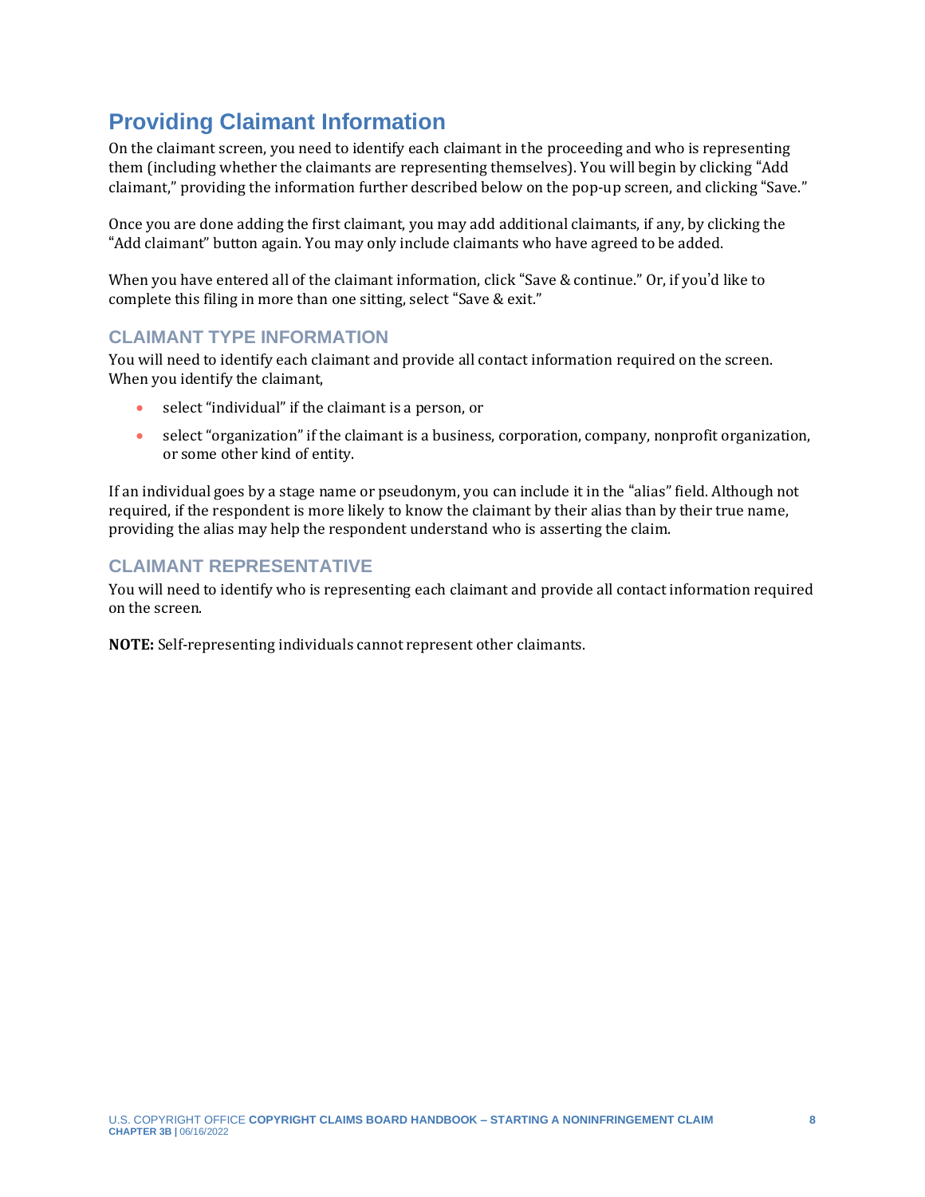## Providing Claimant Information

On the claimant screen, you need to identify each claimant in the proceeding and who is representing them (including whether the claimants are representing themselves). You will begin by clicking "Add claimant," providing the information further described below on the pop-up screen, and clicking "Save."

Once you are done adding the first claimant, you may add additional claimants, if any, by clicking the "Add claimant" button again. You may only include claimants who have agreed to be added.

When you have entered all of the claimant information, click "Save & continue." Or, if you'd like to complete this filing in more than one sitting, select "Save & exit."

### CLAIMANT TYPE INFORMATION

You will need to identify each claimant and provide all contact information required on the screen. When you identify the claimant,

- select "individual" if the claimant is a person, or
- select "organization" if the claimant is a business, corporation, company, nonprofit organization, or some other kind of entity.

If an individual goes by a stage name or pseudonym, you can include it in the "alias" field. Although not required, if the respondent is more likely to know the claimant by their alias than by their true name, providing the alias may help the respondent understand who is asserting the claim.

### CLAIMANT REPRESENTATIVE

You will need to identify who is representing each claimant and provide all contact information required on the screen.

**NOTE:** Self-representing individuals cannot represent other claimants.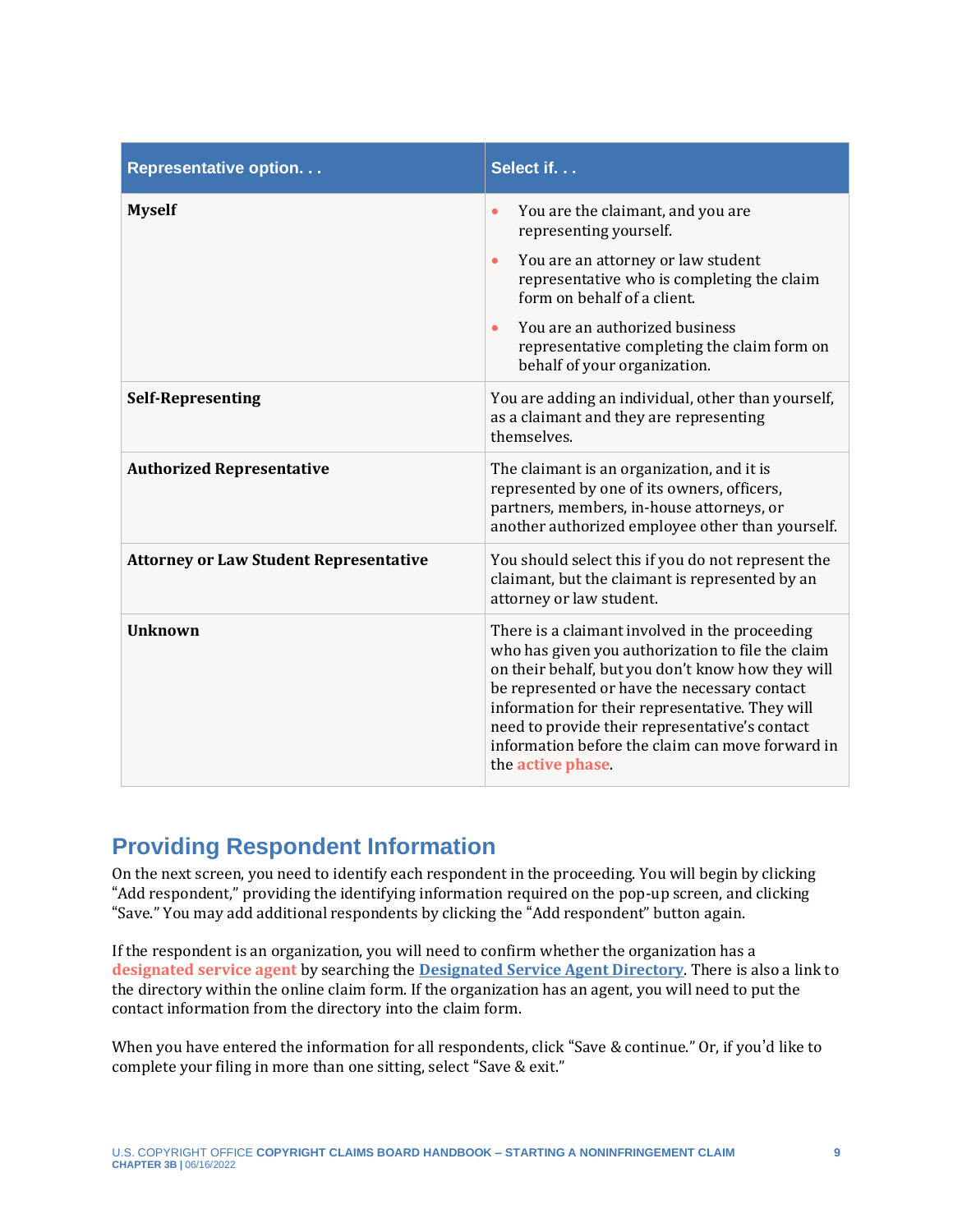| Representative option. . . | Select if. . . |
|---|---|
| **Myself** | • You are the claimant, and you are representing yourself.<br>• You are an attorney or law student representative who is completing the claim form on behalf of a client.<br>• You are an authorized business representative completing the claim form on behalf of your organization. |
| **Self-Representing** | You are adding an individual, other than yourself, as a claimant and they are representing themselves. |
| **Authorized Representative** | The claimant is an organization, and it is represented by one of its owners, officers, partners, members, in-house attorneys, or another authorized employee other than yourself. |
| **Attorney or Law Student Representative** | You should select this if you do not represent the claimant, but the claimant is represented by an attorney or law student. |
| **Unknown** | There is a claimant involved in the proceeding who has given you authorization to file the claim on their behalf, but you don't know how they will be represented or have the necessary contact information for their representative. They will need to provide their representative's contact information before the claim can move forward in the **active phase**. |

## Providing Respondent Information

On the next screen, you need to identify each respondent in the proceeding. You will begin by clicking "Add respondent," providing the identifying information required on the pop-up screen, and clicking "Save." You may add additional respondents by clicking the "Add respondent" button again.

If the respondent is an organization, you will need to confirm whether the organization has a **designated service agent** by searching the [Designated Service Agent Directory](). There is also a link to the directory within the online claim form. If the organization has an agent, you will need to put the contact information from the directory into the claim form.

When you have entered the information for all respondents, click "Save & continue." Or, if you'd like to complete your filing in more than one sitting, select "Save & exit."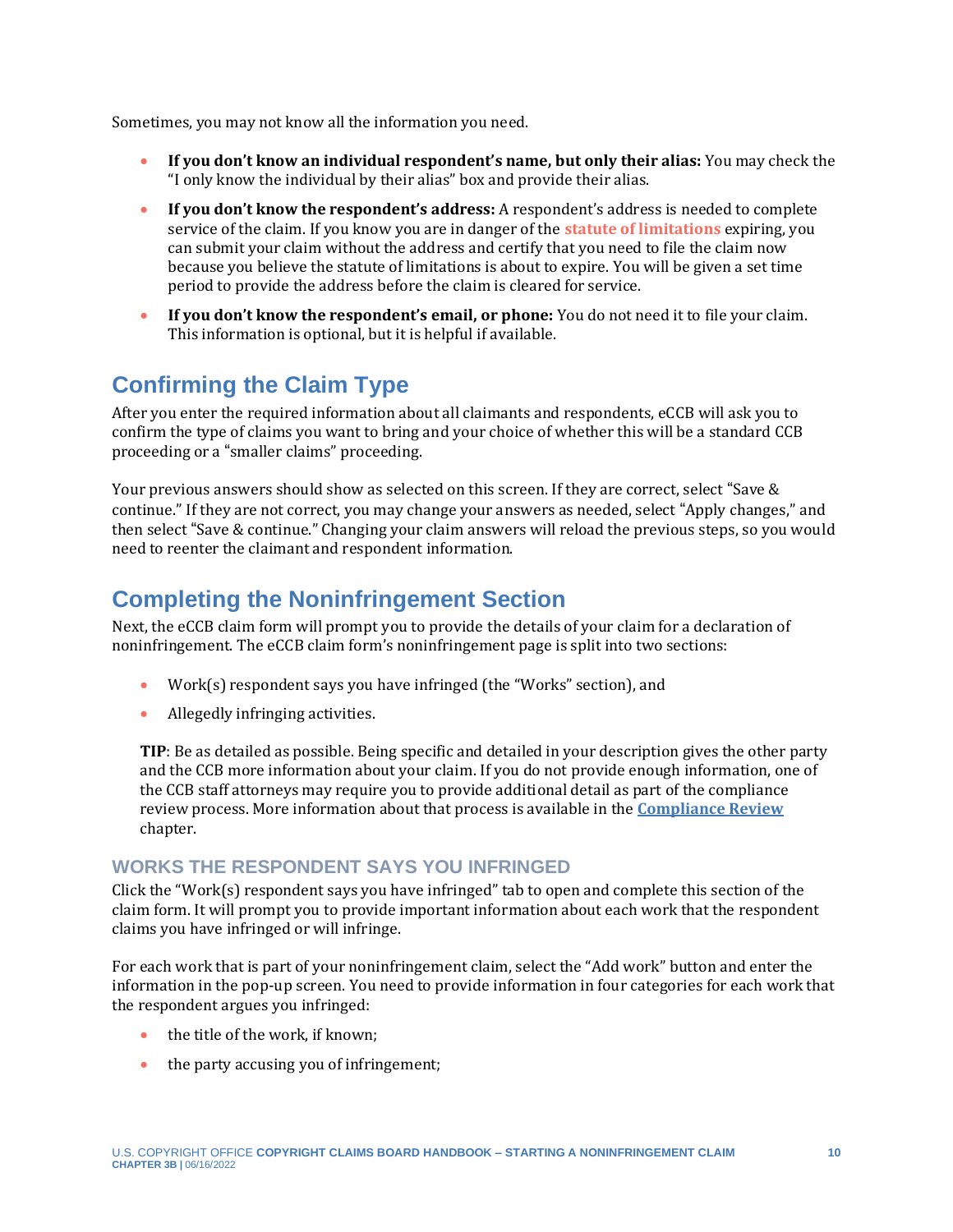Sometimes, you may not know all the information you need.

- **If you don't know an individual respondent's name, but only their alias:** You may check the "I only know the individual by their alias" box and provide their alias.
- **If you don't know the respondent's address:** A respondent's address is needed to complete service of the claim. If you know you are in danger of the **statute of limitations** expiring, you can submit your claim without the address and certify that you need to file the claim now because you believe the statute of limitations is about to expire. You will be given a set time period to provide the address before the claim is cleared for service.
- **If you don't know the respondent's email, or phone:** You do not need it to file your claim. This information is optional, but it is helpful if available.

## Confirming the Claim Type

After you enter the required information about all claimants and respondents, eCCB will ask you to confirm the type of claims you want to bring and your choice of whether this will be a standard CCB proceeding or a "smaller claims" proceeding.

Your previous answers should show as selected on this screen. If they are correct, select "Save & continue." If they are not correct, you may change your answers as needed, select "Apply changes," and then select "Save & continue." Changing your claim answers will reload the previous steps, so you would need to reenter the claimant and respondent information.

## Completing the Noninfringement Section

Next, the eCCB claim form will prompt you to provide the details of your claim for a declaration of noninfringement. The eCCB claim form's noninfringement page is split into two sections:

- Work(s) respondent says you have infringed (the "Works" section), and
- Allegedly infringing activities.

> **TIP**: Be as detailed as possible. Being specific and detailed in your description gives the other party and the CCB more information about your claim. If you do not provide enough information, one of the CCB staff attorneys may require you to provide additional detail as part of the compliance review process. More information about that process is available in the **Compliance Review** chapter.

### WORKS THE RESPONDENT SAYS YOU INFRINGED

Click the "Work(s) respondent says you have infringed" tab to open and complete this section of the claim form. It will prompt you to provide important information about each work that the respondent claims you have infringed or will infringe.

For each work that is part of your noninfringement claim, select the "Add work" button and enter the information in the pop-up screen. You need to provide information in four categories for each work that the respondent argues you infringed:

- the title of the work, if known;
- the party accusing you of infringement;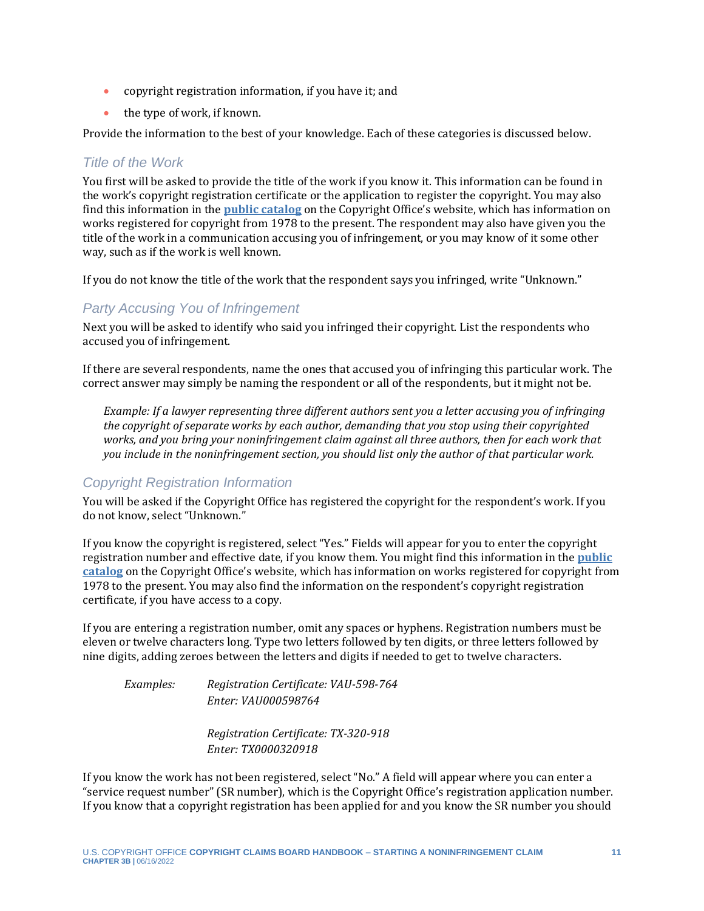- copyright registration information, if you have it; and
- the type of work, if known.

Provide the information to the best of your knowledge. Each of these categories is discussed below.

### *Title of the Work*

You first will be asked to provide the title of the work if you know it. This information can be found in the work's copyright registration certificate or the application to register the copyright. You may also find this information in the **public catalog** on the Copyright Office's website, which has information on works registered for copyright from 1978 to the present. The respondent may also have given you the title of the work in a communication accusing you of infringement, or you may know of it some other way, such as if the work is well known.

If you do not know the title of the work that the respondent says you infringed, write "Unknown."

### *Party Accusing You of Infringement*

Next you will be asked to identify who said you infringed their copyright. List the respondents who accused you of infringement.

If there are several respondents, name the ones that accused you of infringing this particular work. The correct answer may simply be naming the respondent or all of the respondents, but it might not be.

> *Example: If a lawyer representing three different authors sent you a letter accusing you of infringing the copyright of separate works by each author, demanding that you stop using their copyrighted works, and you bring your noninfringement claim against all three authors, then for each work that you include in the noninfringement section, you should list only the author of that particular work.*

### *Copyright Registration Information*

You will be asked if the Copyright Office has registered the copyright for the respondent's work. If you do not know, select "Unknown."

If you know the copyright is registered, select "Yes." Fields will appear for you to enter the copyright registration number and effective date, if you know them. You might find this information in the **public catalog** on the Copyright Office's website, which has information on works registered for copyright from 1978 to the present. You may also find the information on the respondent's copyright registration certificate, if you have access to a copy.

If you are entering a registration number, omit any spaces or hyphens. Registration numbers must be eleven or twelve characters long. Type two letters followed by ten digits, or three letters followed by nine digits, adding zeroes between the letters and digits if needed to get to twelve characters.

> *Examples:* *Registration Certificate: VAU-598-764*
> *Enter: VAU000598764*
>
> *Registration Certificate: TX-320-918*
> *Enter: TX0000320918*

If you know the work has not been registered, select "No." A field will appear where you can enter a "service request number" (SR number), which is the Copyright Office's registration application number. If you know that a copyright registration has been applied for and you know the SR number you should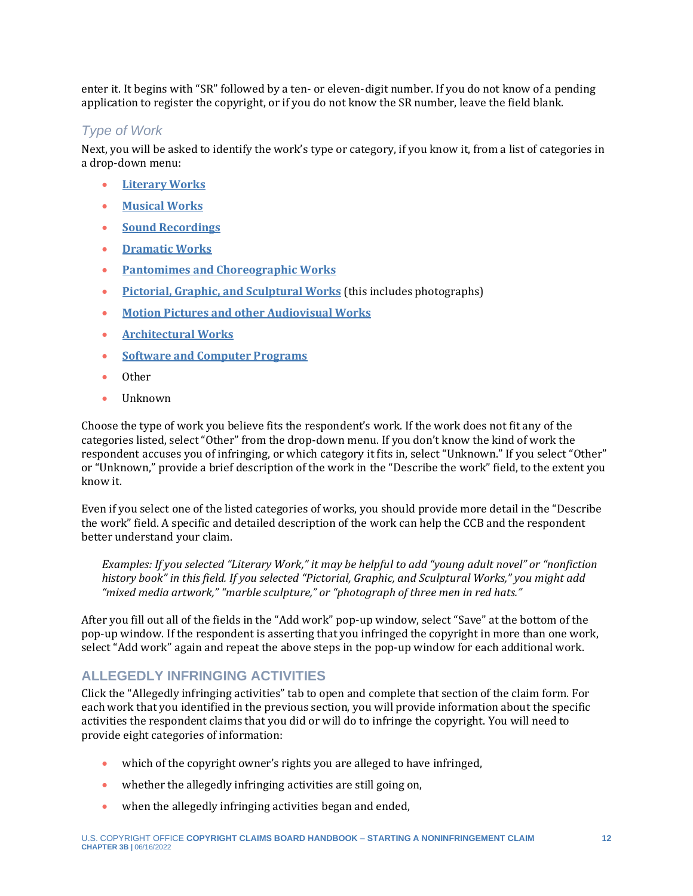enter it. It begins with "SR" followed by a ten- or eleven-digit number. If you do not know of a pending application to register the copyright, or if you do not know the SR number, leave the field blank.

### *Type of Work*

Next, you will be asked to identify the work's type or category, if you know it, from a list of categories in a drop-down menu:

- **Literary Works**
- **Musical Works**
- **Sound Recordings**
- **Dramatic Works**
- **Pantomimes and Choreographic Works**
- **Pictorial, Graphic, and Sculptural Works** (this includes photographs)
- **Motion Pictures and other Audiovisual Works**
- **Architectural Works**
- **Software and Computer Programs**
- Other
- Unknown

Choose the type of work you believe fits the respondent's work. If the work does not fit any of the categories listed, select "Other" from the drop-down menu. If you don't know the kind of work the respondent accuses you of infringing, or which category it fits in, select "Unknown." If you select "Other" or "Unknown," provide a brief description of the work in the "Describe the work" field, to the extent you know it.

Even if you select one of the listed categories of works, you should provide more detail in the "Describe the work" field. A specific and detailed description of the work can help the CCB and the respondent better understand your claim.

> *Examples: If you selected "Literary Work," it may be helpful to add "young adult novel" or "nonfiction history book" in this field. If you selected "Pictorial, Graphic, and Sculptural Works," you might add "mixed media artwork," "marble sculpture," or "photograph of three men in red hats."*

After you fill out all of the fields in the "Add work" pop-up window, select "Save" at the bottom of the pop-up window. If the respondent is asserting that you infringed the copyright in more than one work, select "Add work" again and repeat the above steps in the pop-up window for each additional work.

## ALLEGEDLY INFRINGING ACTIVITIES

Click the "Allegedly infringing activities" tab to open and complete that section of the claim form. For each work that you identified in the previous section, you will provide information about the specific activities the respondent claims that you did or will do to infringe the copyright. You will need to provide eight categories of information:

- which of the copyright owner's rights you are alleged to have infringed,
- whether the allegedly infringing activities are still going on,
- when the allegedly infringing activities began and ended,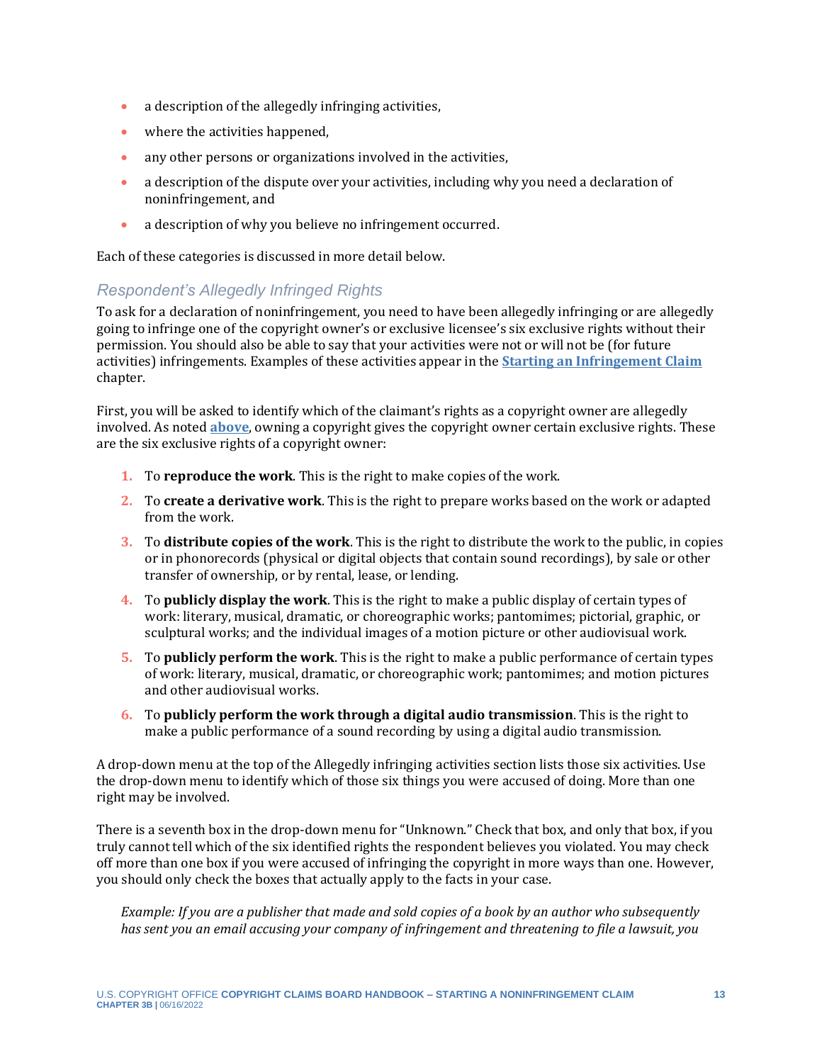- a description of the allegedly infringing activities,
- where the activities happened,
- any other persons or organizations involved in the activities,
- a description of the dispute over your activities, including why you need a declaration of noninfringement, and
- a description of why you believe no infringement occurred.

Each of these categories is discussed in more detail below.

### *Respondent's Allegedly Infringed Rights*

To ask for a declaration of noninfringement, you need to have been allegedly infringing or are allegedly going to infringe one of the copyright owner's or exclusive licensee's six exclusive rights without their permission. You should also be able to say that your activities were not or will not be (for future activities) infringements. Examples of these activities appear in the **[Starting an Infringement Claim]** chapter.

First, you will be asked to identify which of the claimant's rights as a copyright owner are allegedly involved. As noted **[above]**, owning a copyright gives the copyright owner certain exclusive rights. These are the six exclusive rights of a copyright owner:

1. To **reproduce the work**. This is the right to make copies of the work.
2. To **create a derivative work**. This is the right to prepare works based on the work or adapted from the work.
3. To **distribute copies of the work**. This is the right to distribute the work to the public, in copies or in phonorecords (physical or digital objects that contain sound recordings), by sale or other transfer of ownership, or by rental, lease, or lending.
4. To **publicly display the work**. This is the right to make a public display of certain types of work: literary, musical, dramatic, or choreographic works; pantomimes; pictorial, graphic, or sculptural works; and the individual images of a motion picture or other audiovisual work.
5. To **publicly perform the work**. This is the right to make a public performance of certain types of work: literary, musical, dramatic, or choreographic work; pantomimes; and motion pictures and other audiovisual works.
6. To **publicly perform the work through a digital audio transmission**. This is the right to make a public performance of a sound recording by using a digital audio transmission.

A drop-down menu at the top of the Allegedly infringing activities section lists those six activities. Use the drop-down menu to identify which of those six things you were accused of doing. More than one right may be involved.

There is a seventh box in the drop-down menu for "Unknown." Check that box, and only that box, if you truly cannot tell which of the six identified rights the respondent believes you violated. You may check off more than one box if you were accused of infringing the copyright in more ways than one. However, you should only check the boxes that actually apply to the facts in your case.

*Example: If you are a publisher that made and sold copies of a book by an author who subsequently has sent you an email accusing your company of infringement and threatening to file a lawsuit, you*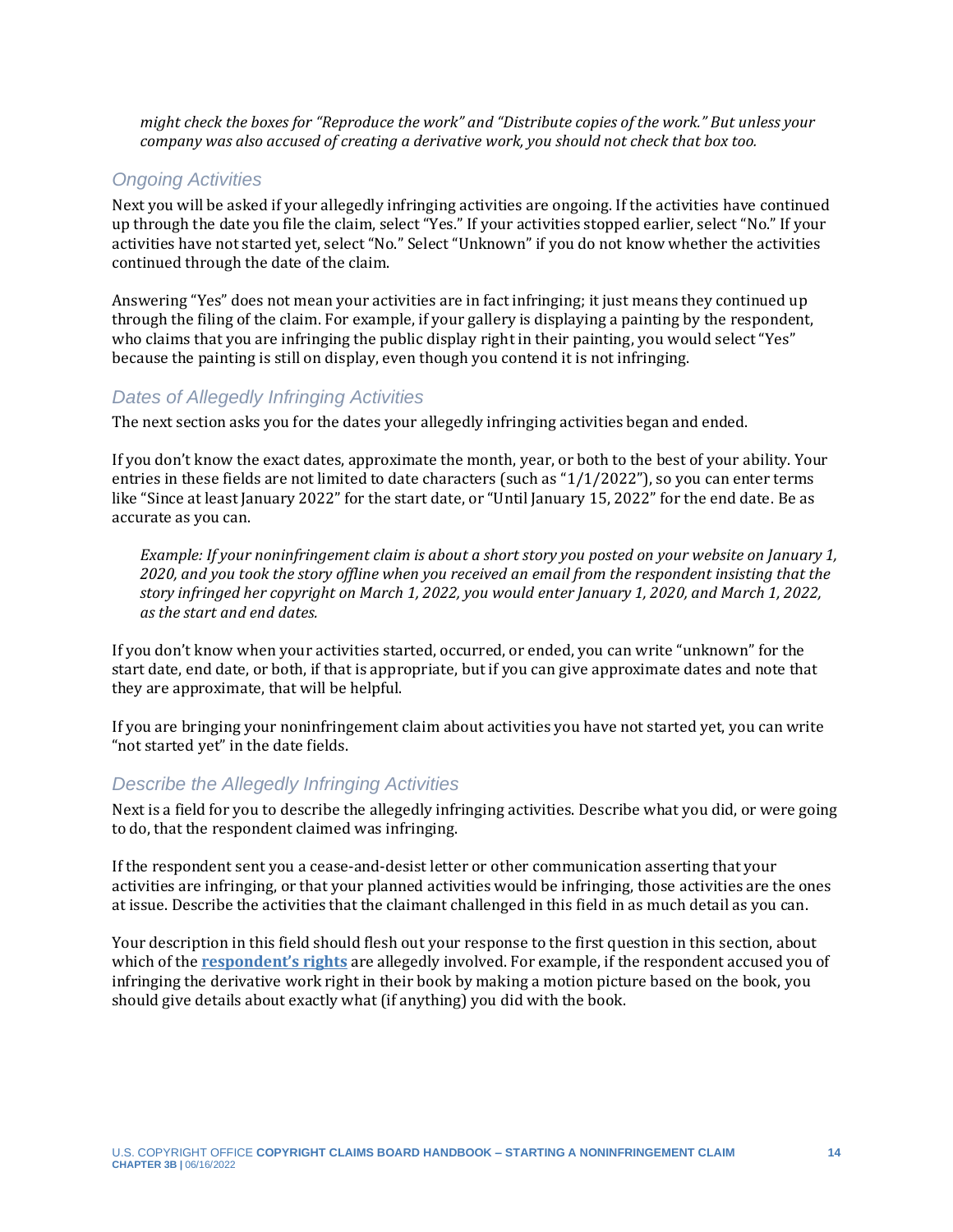*might check the boxes for "Reproduce the work" and "Distribute copies of the work." But unless your company was also accused of creating a derivative work, you should not check that box too.*

### *Ongoing Activities*

Next you will be asked if your allegedly infringing activities are ongoing. If the activities have continued up through the date you file the claim, select "Yes." If your activities stopped earlier, select "No." If your activities have not started yet, select "No." Select "Unknown" if you do not know whether the activities continued through the date of the claim.

Answering "Yes" does not mean your activities are in fact infringing; it just means they continued up through the filing of the claim. For example, if your gallery is displaying a painting by the respondent, who claims that you are infringing the public display right in their painting, you would select "Yes" because the painting is still on display, even though you contend it is not infringing.

### *Dates of Allegedly Infringing Activities*

The next section asks you for the dates your allegedly infringing activities began and ended.

If you don't know the exact dates, approximate the month, year, or both to the best of your ability. Your entries in these fields are not limited to date characters (such as "1/1/2022"), so you can enter terms like "Since at least January 2022" for the start date, or "Until January 15, 2022" for the end date. Be as accurate as you can.

*Example: If your noninfringement claim is about a short story you posted on your website on January 1, 2020, and you took the story offline when you received an email from the respondent insisting that the story infringed her copyright on March 1, 2022, you would enter January 1, 2020, and March 1, 2022, as the start and end dates.*

If you don't know when your activities started, occurred, or ended, you can write "unknown" for the start date, end date, or both, if that is appropriate, but if you can give approximate dates and note that they are approximate, that will be helpful.

If you are bringing your noninfringement claim about activities you have not started yet, you can write "not started yet" in the date fields.

### *Describe the Allegedly Infringing Activities*

Next is a field for you to describe the allegedly infringing activities. Describe what you did, or were going to do, that the respondent claimed was infringing.

If the respondent sent you a cease-and-desist letter or other communication asserting that your activities are infringing, or that your planned activities would be infringing, those activities are the ones at issue. Describe the activities that the claimant challenged in this field in as much detail as you can.

Your description in this field should flesh out your response to the first question in this section, about which of the **respondent's rights** are allegedly involved. For example, if the respondent accused you of infringing the derivative work right in their book by making a motion picture based on the book, you should give details about exactly what (if anything) you did with the book.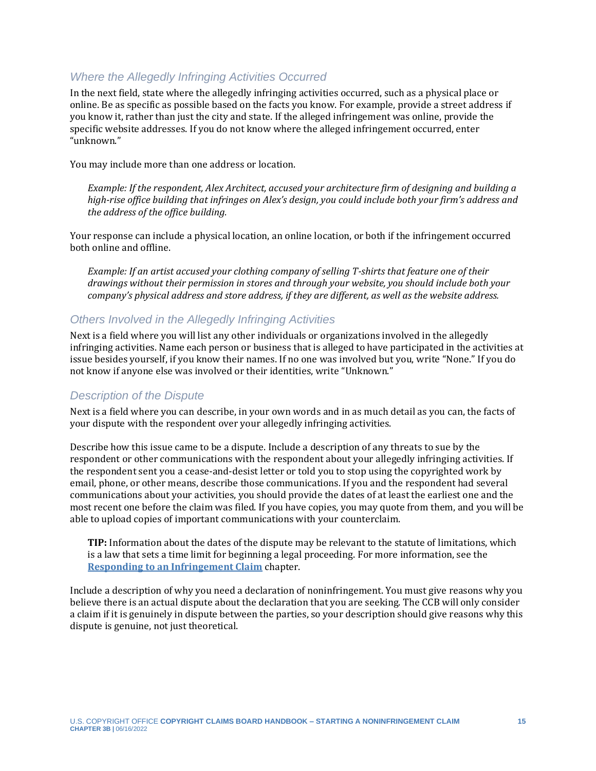### *Where the Allegedly Infringing Activities Occurred*

In the next field, state where the allegedly infringing activities occurred, such as a physical place or online. Be as specific as possible based on the facts you know. For example, provide a street address if you know it, rather than just the city and state. If the alleged infringement was online, provide the specific website addresses. If you do not know where the alleged infringement occurred, enter "unknown."

You may include more than one address or location.

> *Example: If the respondent, Alex Architect, accused your architecture firm of designing and building a high-rise office building that infringes on Alex's design, you could include both your firm's address and the address of the office building.*

Your response can include a physical location, an online location, or both if the infringement occurred both online and offline.

> *Example: If an artist accused your clothing company of selling T-shirts that feature one of their drawings without their permission in stores and through your website, you should include both your company's physical address and store address, if they are different, as well as the website address.*

### *Others Involved in the Allegedly Infringing Activities*

Next is a field where you will list any other individuals or organizations involved in the allegedly infringing activities. Name each person or business that is alleged to have participated in the activities at issue besides yourself, if you know their names. If no one was involved but you, write "None." If you do not know if anyone else was involved or their identities, write "Unknown."

### *Description of the Dispute*

Next is a field where you can describe, in your own words and in as much detail as you can, the facts of your dispute with the respondent over your allegedly infringing activities.

Describe how this issue came to be a dispute. Include a description of any threats to sue by the respondent or other communications with the respondent about your allegedly infringing activities. If the respondent sent you a cease-and-desist letter or told you to stop using the copyrighted work by email, phone, or other means, describe those communications. If you and the respondent had several communications about your activities, you should provide the dates of at least the earliest one and the most recent one before the claim was filed. If you have copies, you may quote from them, and you will be able to upload copies of important communications with your counterclaim.

> **TIP:** Information about the dates of the dispute may be relevant to the statute of limitations, which is a law that sets a time limit for beginning a legal proceeding. For more information, see the **Responding to an Infringement Claim** chapter.

Include a description of why you need a declaration of noninfringement. You must give reasons why you believe there is an actual dispute about the declaration that you are seeking. The CCB will only consider a claim if it is genuinely in dispute between the parties, so your description should give reasons why this dispute is genuine, not just theoretical.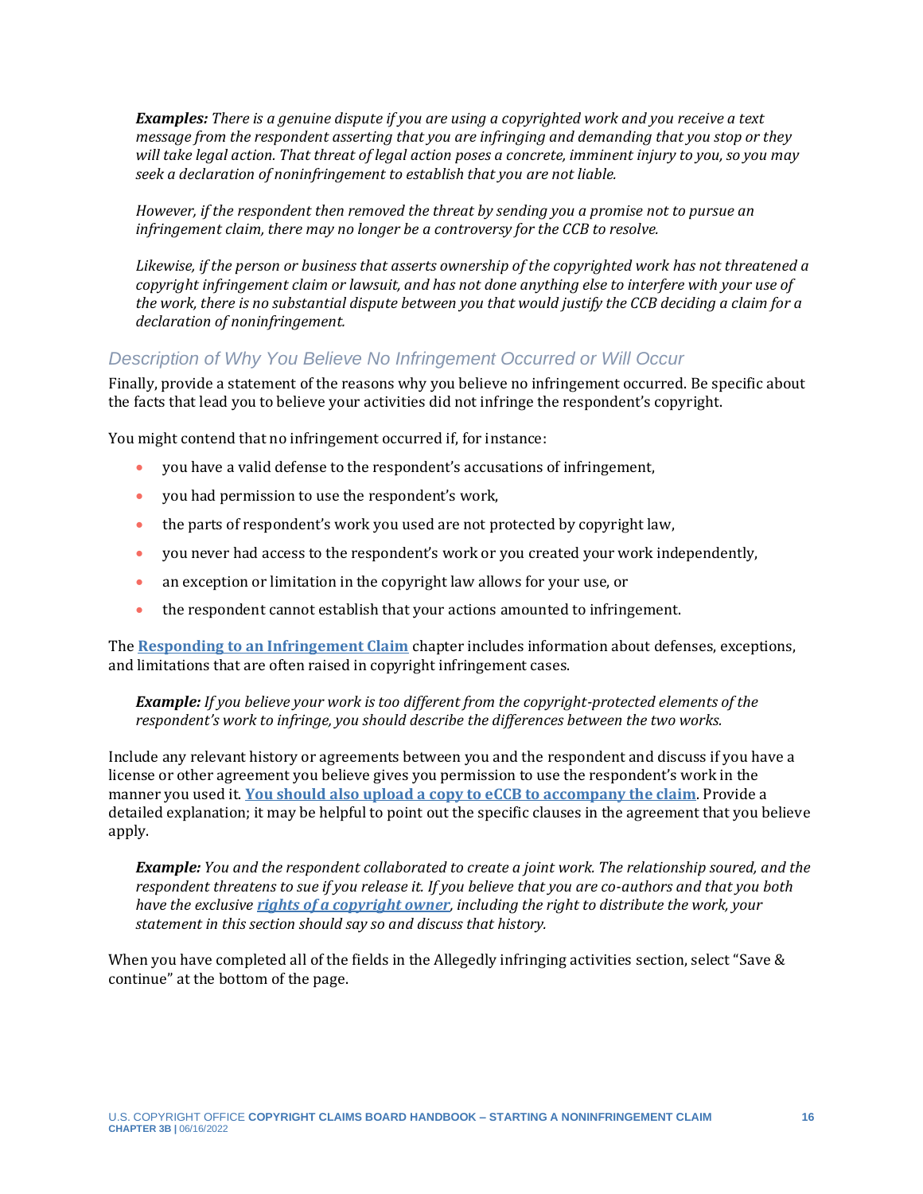***Examples:*** *There is a genuine dispute if you are using a copyrighted work and you receive a text message from the respondent asserting that you are infringing and demanding that you stop or they will take legal action. That threat of legal action poses a concrete, imminent injury to you, so you may seek a declaration of noninfringement to establish that you are not liable.*

*However, if the respondent then removed the threat by sending you a promise not to pursue an infringement claim, there may no longer be a controversy for the CCB to resolve.*

*Likewise, if the person or business that asserts ownership of the copyrighted work has not threatened a copyright infringement claim or lawsuit, and has not done anything else to interfere with your use of the work, there is no substantial dispute between you that would justify the CCB deciding a claim for a declaration of noninfringement.*

### Description of Why You Believe No Infringement Occurred or Will Occur

Finally, provide a statement of the reasons why you believe no infringement occurred. Be specific about the facts that lead you to believe your activities did not infringe the respondent's copyright.

You might contend that no infringement occurred if, for instance:

- you have a valid defense to the respondent's accusations of infringement,
- you had permission to use the respondent's work,
- the parts of respondent's work you used are not protected by copyright law,
- you never had access to the respondent's work or you created your work independently,
- an exception or limitation in the copyright law allows for your use, or
- the respondent cannot establish that your actions amounted to infringement.

The **Responding to an Infringement Claim** chapter includes information about defenses, exceptions, and limitations that are often raised in copyright infringement cases.

***Example:*** *If you believe your work is too different from the copyright-protected elements of the respondent's work to infringe, you should describe the differences between the two works.*

Include any relevant history or agreements between you and the respondent and discuss if you have a license or other agreement you believe gives you permission to use the respondent's work in the manner you used it. **You should also upload a copy to eCCB to accompany the claim**. Provide a detailed explanation; it may be helpful to point out the specific clauses in the agreement that you believe apply.

***Example:*** *You and the respondent collaborated to create a joint work. The relationship soured, and the respondent threatens to sue if you release it. If you believe that you are co-authors and that you both have the exclusive* ***rights of a copyright owner****, including the right to distribute the work, your statement in this section should say so and discuss that history.*

When you have completed all of the fields in the Allegedly infringing activities section, select "Save & continue" at the bottom of the page.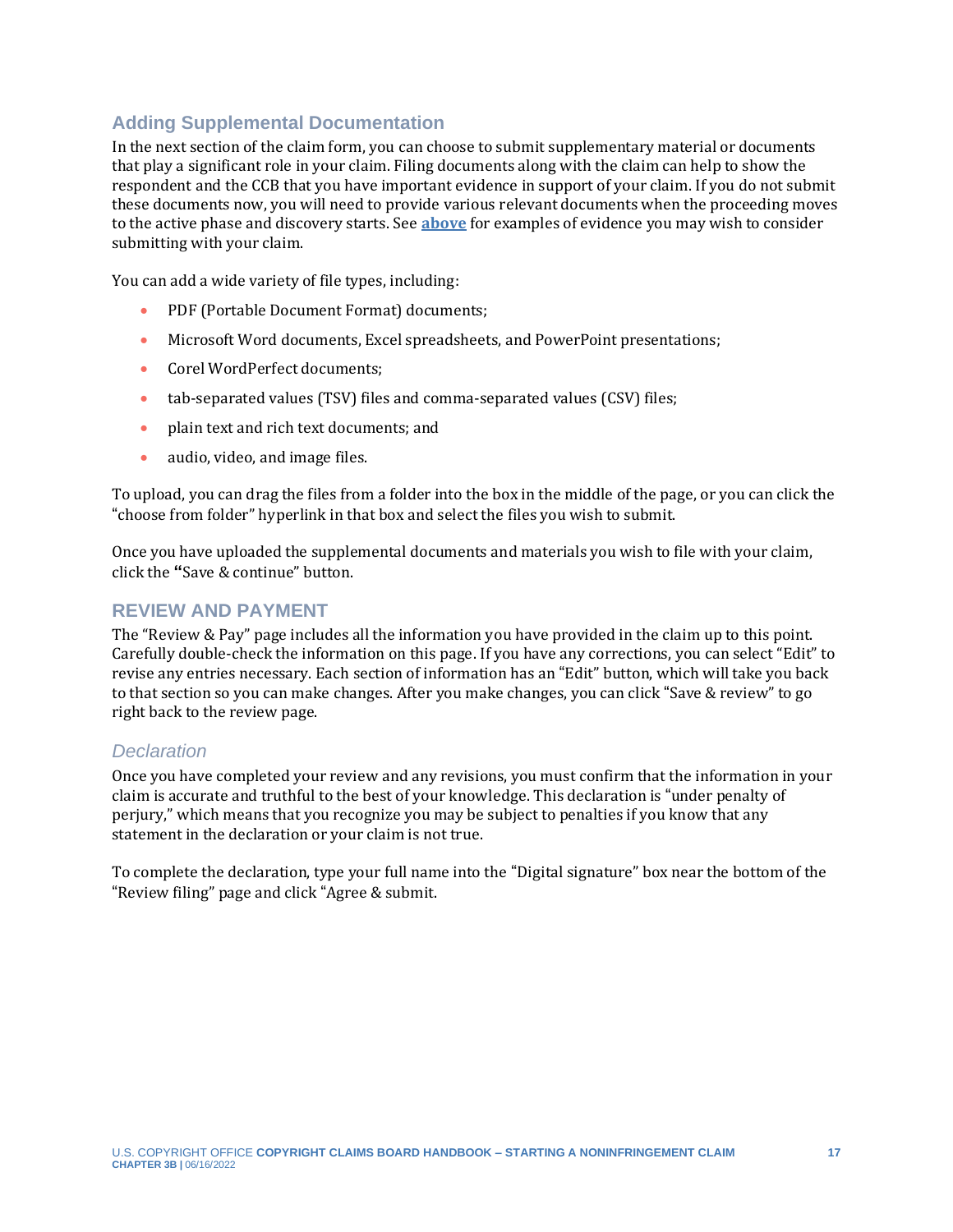### Adding Supplemental Documentation

In the next section of the claim form, you can choose to submit supplementary material or documents that play a significant role in your claim. Filing documents along with the claim can help to show the respondent and the CCB that you have important evidence in support of your claim. If you do not submit these documents now, you will need to provide various relevant documents when the proceeding moves to the active phase and discovery starts. See **above** for examples of evidence you may wish to consider submitting with your claim.

You can add a wide variety of file types, including:

- PDF (Portable Document Format) documents;
- Microsoft Word documents, Excel spreadsheets, and PowerPoint presentations;
- Corel WordPerfect documents;
- tab-separated values (TSV) files and comma-separated values (CSV) files;
- plain text and rich text documents; and
- audio, video, and image files.

To upload, you can drag the files from a folder into the box in the middle of the page, or you can click the "choose from folder" hyperlink in that box and select the files you wish to submit.

Once you have uploaded the supplemental documents and materials you wish to file with your claim, click the "Save & continue" button.

## REVIEW AND PAYMENT

The "Review & Pay" page includes all the information you have provided in the claim up to this point. Carefully double-check the information on this page. If you have any corrections, you can select "Edit" to revise any entries necessary. Each section of information has an "Edit" button, which will take you back to that section so you can make changes. After you make changes, you can click "Save & review" to go right back to the review page.

#### *Declaration*

Once you have completed your review and any revisions, you must confirm that the information in your claim is accurate and truthful to the best of your knowledge. This declaration is "under penalty of perjury," which means that you recognize you may be subject to penalties if you know that any statement in the declaration or your claim is not true.

To complete the declaration, type your full name into the "Digital signature" box near the bottom of the "Review filing" page and click "Agree & submit.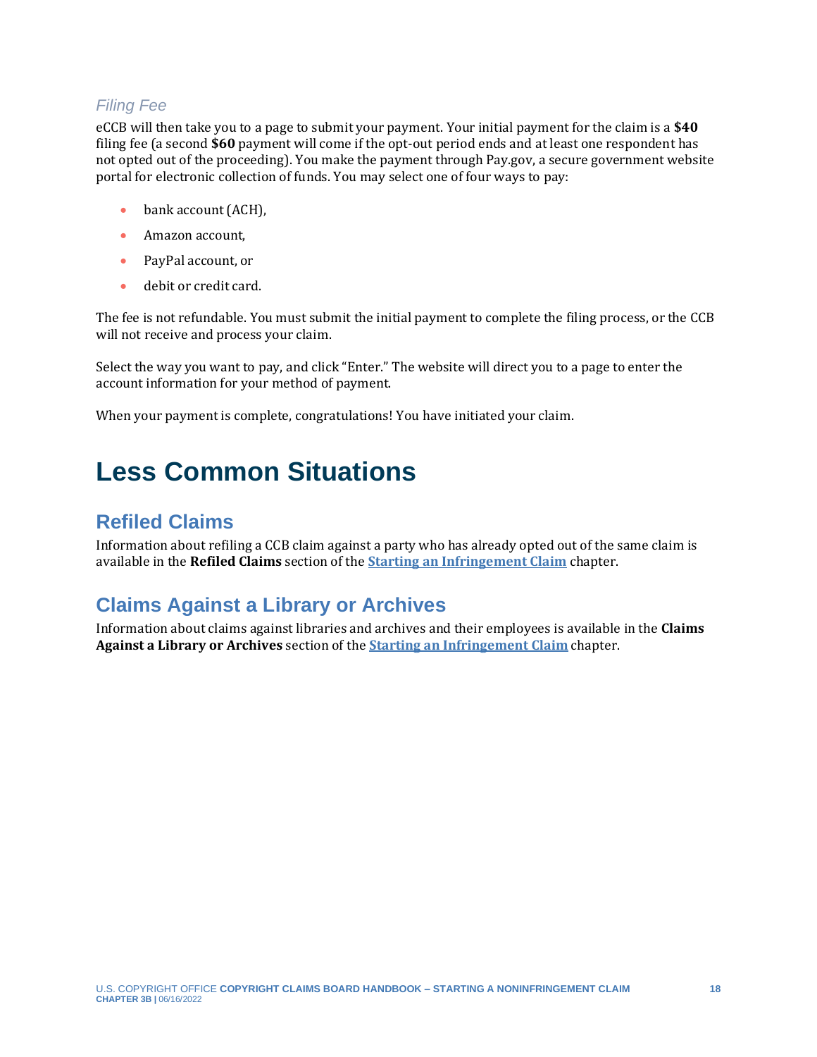### *Filing Fee*

eCCB will then take you to a page to submit your payment. Your initial payment for the claim is a **$40** filing fee (a second **$60** payment will come if the opt-out period ends and at least one respondent has not opted out of the proceeding). You make the payment through Pay.gov, a secure government website portal for electronic collection of funds. You may select one of four ways to pay:

- bank account (ACH),
- Amazon account,
- PayPal account, or
- debit or credit card.

The fee is not refundable. You must submit the initial payment to complete the filing process, or the CCB will not receive and process your claim.

Select the way you want to pay, and click "Enter." The website will direct you to a page to enter the account information for your method of payment.

When your payment is complete, congratulations! You have initiated your claim.

# Less Common Situations

## Refiled Claims

Information about refiling a CCB claim against a party who has already opted out of the same claim is available in the **Refiled Claims** section of the **Starting an Infringement Claim** chapter.

## Claims Against a Library or Archives

Information about claims against libraries and archives and their employees is available in the **Claims Against a Library or Archives** section of the **Starting an Infringement Claim** chapter.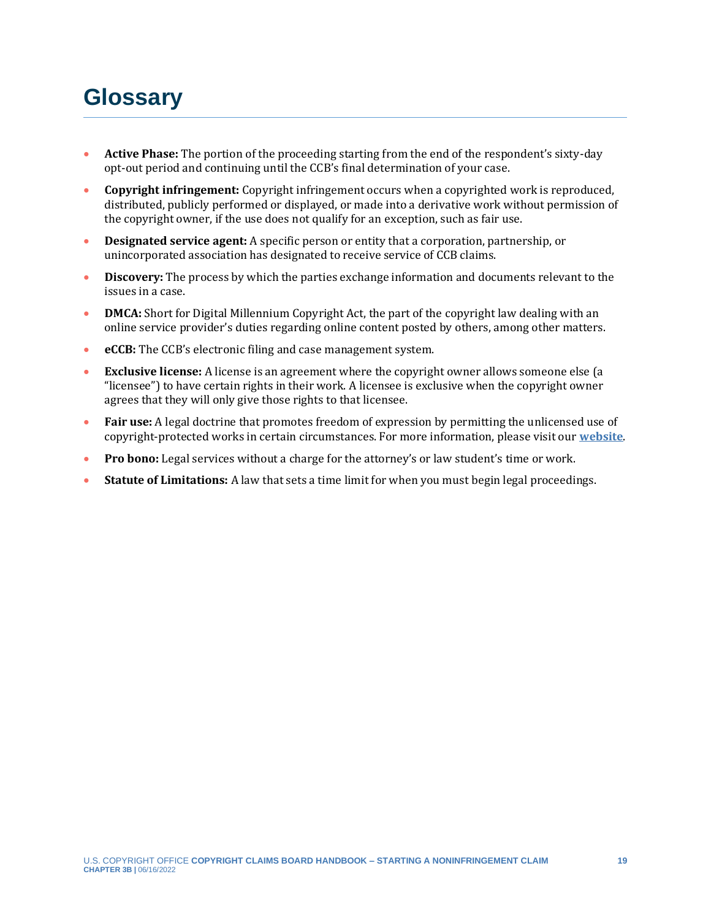# Glossary

- **Active Phase:** The portion of the proceeding starting from the end of the respondent's sixty-day opt-out period and continuing until the CCB's final determination of your case.
- **Copyright infringement:** Copyright infringement occurs when a copyrighted work is reproduced, distributed, publicly performed or displayed, or made into a derivative work without permission of the copyright owner, if the use does not qualify for an exception, such as fair use.
- **Designated service agent:** A specific person or entity that a corporation, partnership, or unincorporated association has designated to receive service of CCB claims.
- **Discovery:** The process by which the parties exchange information and documents relevant to the issues in a case.
- **DMCA:** Short for Digital Millennium Copyright Act, the part of the copyright law dealing with an online service provider's duties regarding online content posted by others, among other matters.
- **eCCB:** The CCB's electronic filing and case management system.
- **Exclusive license:** A license is an agreement where the copyright owner allows someone else (a "licensee") to have certain rights in their work. A licensee is exclusive when the copyright owner agrees that they will only give those rights to that licensee.
- **Fair use:** A legal doctrine that promotes freedom of expression by permitting the unlicensed use of copyright-protected works in certain circumstances. For more information, please visit our **website**.
- **Pro bono:** Legal services without a charge for the attorney's or law student's time or work.
- **Statute of Limitations:** A law that sets a time limit for when you must begin legal proceedings.